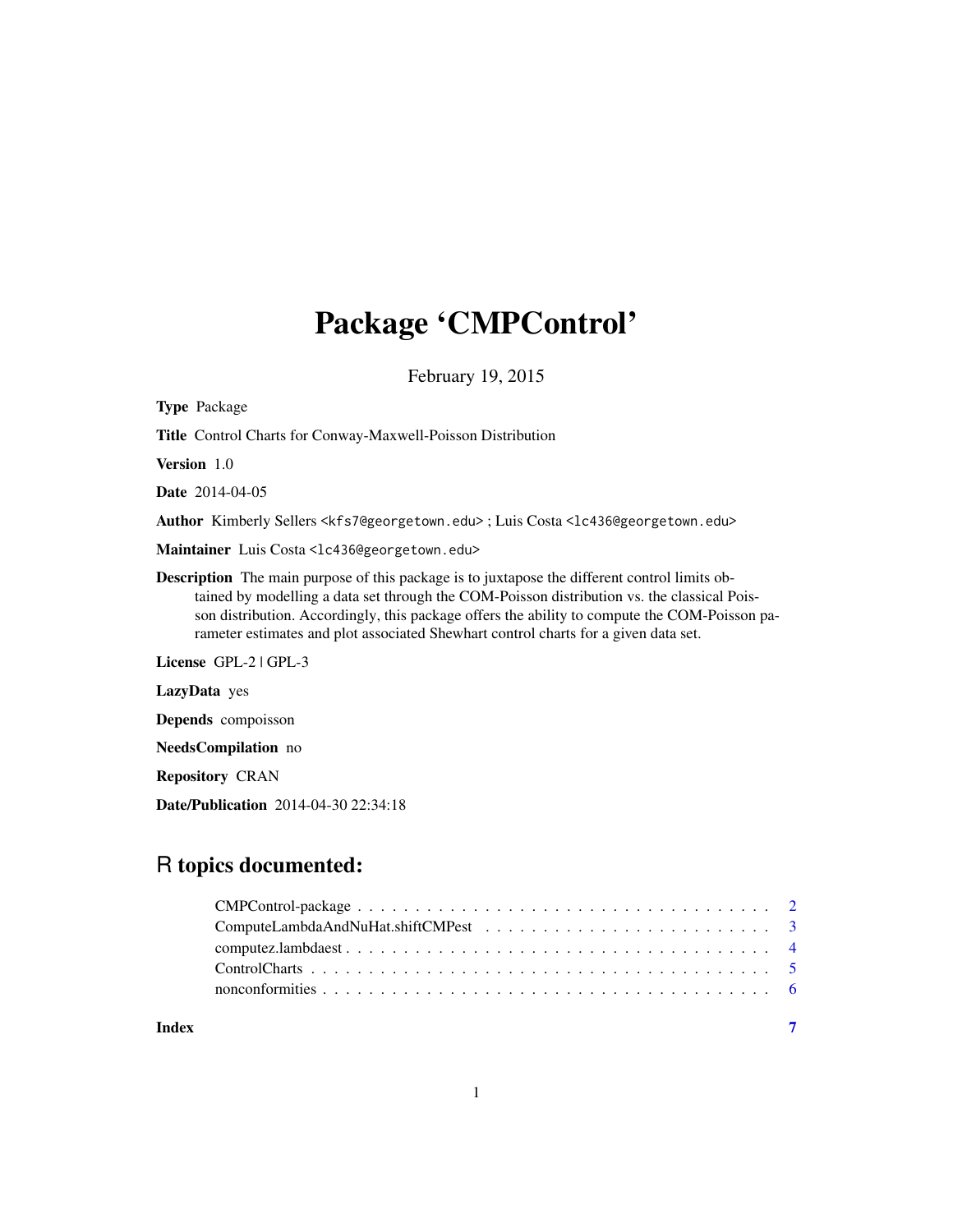# Package 'CMPControl'

February 19, 2015

**Type** Package

**Title** Control Charts for Conway-Maxwell-Poisson Distribution

**Version** 1.0

**Date** 2014-04-05

**Author** Kimberly Sellers <kfs7@georgetown.edu> ; Luis Costa <lc436@georgetown.edu>

**Maintainer** Luis Costa <lc436@georgetown.edu>

**Description** The main purpose of this package is to juxtapose the different control limits obtained by modelling a data set through the COM-Poisson distribution vs. the classical Poisson distribution. Accordingly, this package offers the ability to compute the COM-Poisson parameter estimates and plot associated Shewhart control charts for a given data set.

**License** GPL-2 | GPL-3

**LazyData** yes

**Depends** compoisson

**NeedsCompilation** no

**Repository** CRAN

**Date/Publication** 2014-04-30 22:34:18

## R topics documented:

| | |
|---|---|
| CMPControl-package | 2 |
| ComputeLambdaAndNuHat.shiftCMPest | 3 |
| computez.lambdaest | 4 |
| ControlCharts | 5 |
| nonconformities | 6 |
| **Index** | **7** |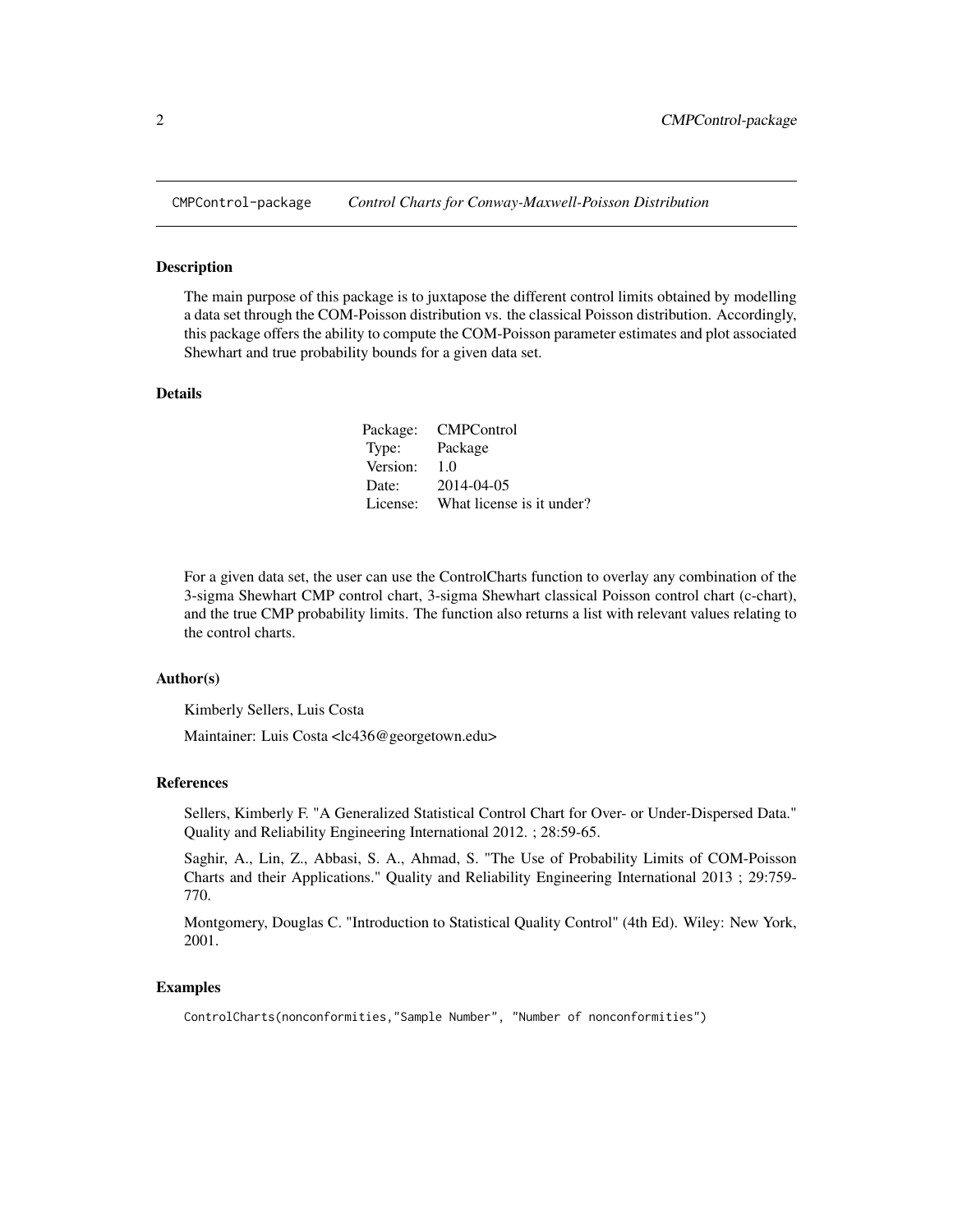# CMPControl-package *Control Charts for Conway-Maxwell-Poisson Distribution*

## Description

The main purpose of this package is to juxtapose the different control limits obtained by modelling a data set through the COM-Poisson distribution vs. the classical Poisson distribution. Accordingly, this package offers the ability to compute the COM-Poisson parameter estimates and plot associated Shewhart and true probability bounds for a given data set.

## Details

| | |
|---|---|
| Package: | CMPControl |
| Type: | Package |
| Version: | 1.0 |
| Date: | 2014-04-05 |
| License: | What license is it under? |

For a given data set, the user can use the ControlCharts function to overlay any combination of the 3-sigma Shewhart CMP control chart, 3-sigma Shewhart classical Poisson control chart (c-chart), and the true CMP probability limits. The function also returns a list with relevant values relating to the control charts.

## Author(s)

Kimberly Sellers, Luis Costa

Maintainer: Luis Costa <lc436@georgetown.edu>

## References

Sellers, Kimberly F. "A Generalized Statistical Control Chart for Over- or Under-Dispersed Data." Quality and Reliability Engineering International 2012. ; 28:59-65.

Saghir, A., Lin, Z., Abbasi, S. A., Ahmad, S. "The Use of Probability Limits of COM-Poisson Charts and their Applications." Quality and Reliability Engineering International 2013 ; 29:759-770.

Montgomery, Douglas C. "Introduction to Statistical Quality Control" (4th Ed). Wiley: New York, 2001.

## Examples

```
ControlCharts(nonconformities,"Sample Number", "Number of nonconformities")
```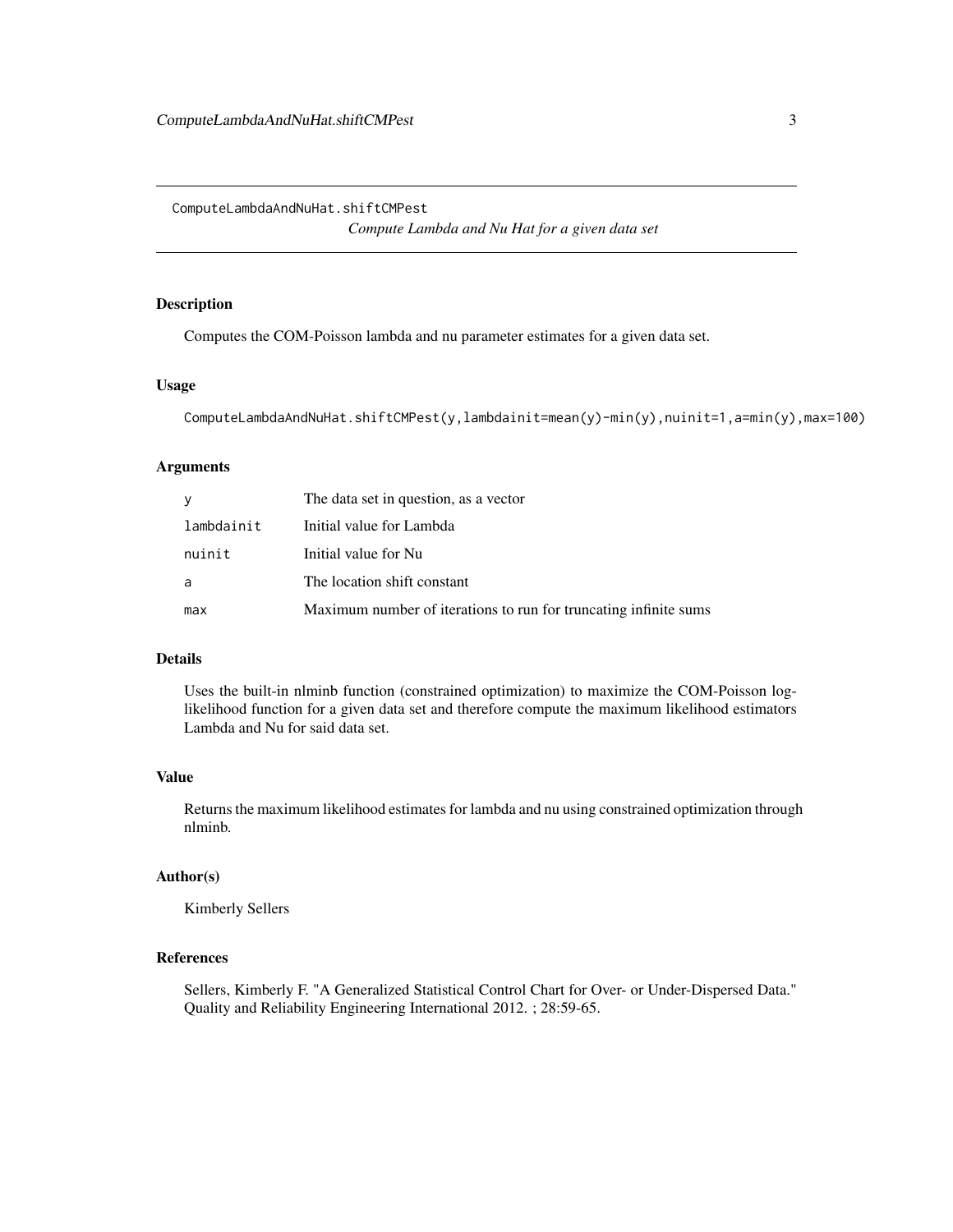ComputeLambdaAndNuHat.shiftCMPest

*Compute Lambda and Nu Hat for a given data set*

## Description

Computes the COM-Poisson lambda and nu parameter estimates for a given data set.

## Usage

```
ComputeLambdaAndNuHat.shiftCMPest(y,lambdainit=mean(y)-min(y),nuinit=1,a=min(y),max=100)
```

## Arguments

| | |
|---|---|
| y | The data set in question, as a vector |
| lambdainit | Initial value for Lambda |
| nuinit | Initial value for Nu |
| a | The location shift constant |
| max | Maximum number of iterations to run for truncating infinite sums |

## Details

Uses the built-in nlminb function (constrained optimization) to maximize the COM-Poisson log-likelihood function for a given data set and therefore compute the maximum likelihood estimators Lambda and Nu for said data set.

## Value

Returns the maximum likelihood estimates for lambda and nu using constrained optimization through nlminb.

## Author(s)

Kimberly Sellers

## References

Sellers, Kimberly F. "A Generalized Statistical Control Chart for Over- or Under-Dispersed Data." Quality and Reliability Engineering International 2012. ; 28:59-65.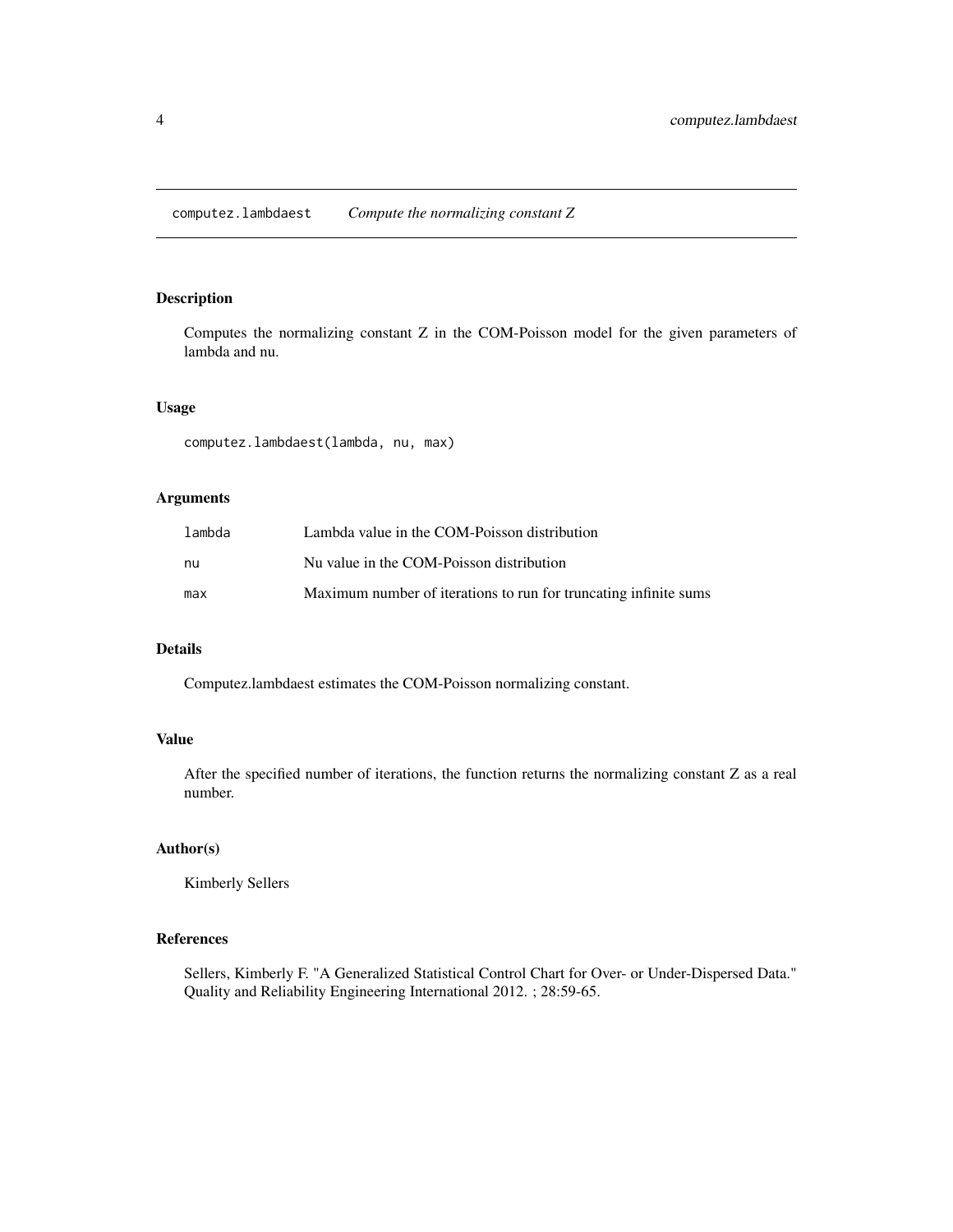## computez.lambdaest *Compute the normalizing constant Z*

### Description

Computes the normalizing constant Z in the COM-Poisson model for the given parameters of lambda and nu.

### Usage

```
computez.lambdaest(lambda, nu, max)
```

### Arguments

| | |
|---|---|
| `lambda` | Lambda value in the COM-Poisson distribution |
| `nu` | Nu value in the COM-Poisson distribution |
| `max` | Maximum number of iterations to run for truncating infinite sums |

### Details

Computez.lambdaest estimates the COM-Poisson normalizing constant.

### Value

After the specified number of iterations, the function returns the normalizing constant Z as a real number.

### Author(s)

Kimberly Sellers

### References

Sellers, Kimberly F. "A Generalized Statistical Control Chart for Over- or Under-Dispersed Data." Quality and Reliability Engineering International 2012. ; 28:59-65.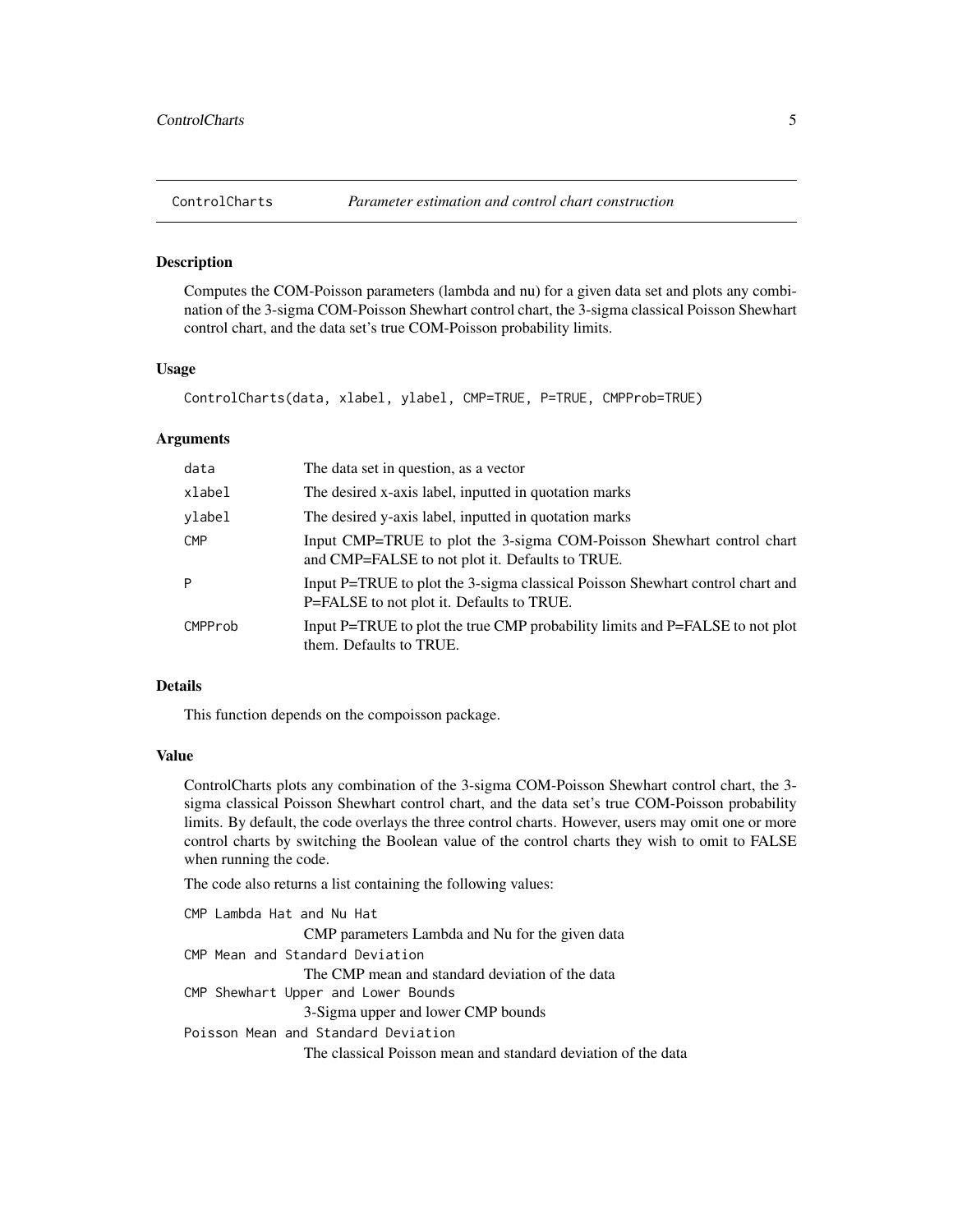## ControlCharts *Parameter estimation and control chart construction*

### Description

Computes the COM-Poisson parameters (lambda and nu) for a given data set and plots any combination of the 3-sigma COM-Poisson Shewhart control chart, the 3-sigma classical Poisson Shewhart control chart, and the data set's true COM-Poisson probability limits.

### Usage

```
ControlCharts(data, xlabel, ylabel, CMP=TRUE, P=TRUE, CMPProb=TRUE)
```

### Arguments

| | |
|---|---|
| `data` | The data set in question, as a vector |
| `xlabel` | The desired x-axis label, inputted in quotation marks |
| `ylabel` | The desired y-axis label, inputted in quotation marks |
| `CMP` | Input CMP=TRUE to plot the 3-sigma COM-Poisson Shewhart control chart and CMP=FALSE to not plot it. Defaults to TRUE. |
| `P` | Input P=TRUE to plot the 3-sigma classical Poisson Shewhart control chart and P=FALSE to not plot it. Defaults to TRUE. |
| `CMPProb` | Input P=TRUE to plot the true CMP probability limits and P=FALSE to not plot them. Defaults to TRUE. |

### Details

This function depends on the compoisson package.

### Value

ControlCharts plots any combination of the 3-sigma COM-Poisson Shewhart control chart, the 3-sigma classical Poisson Shewhart control chart, and the data set's true COM-Poisson probability limits. By default, the code overlays the three control charts. However, users may omit one or more control charts by switching the Boolean value of the control charts they wish to omit to FALSE when running the code.

The code also returns a list containing the following values:

`CMP Lambda Hat and Nu Hat`
: CMP parameters Lambda and Nu for the given data

`CMP Mean and Standard Deviation`
: The CMP mean and standard deviation of the data

`CMP Shewhart Upper and Lower Bounds`
: 3-Sigma upper and lower CMP bounds

`Poisson Mean and Standard Deviation`
: The classical Poisson mean and standard deviation of the data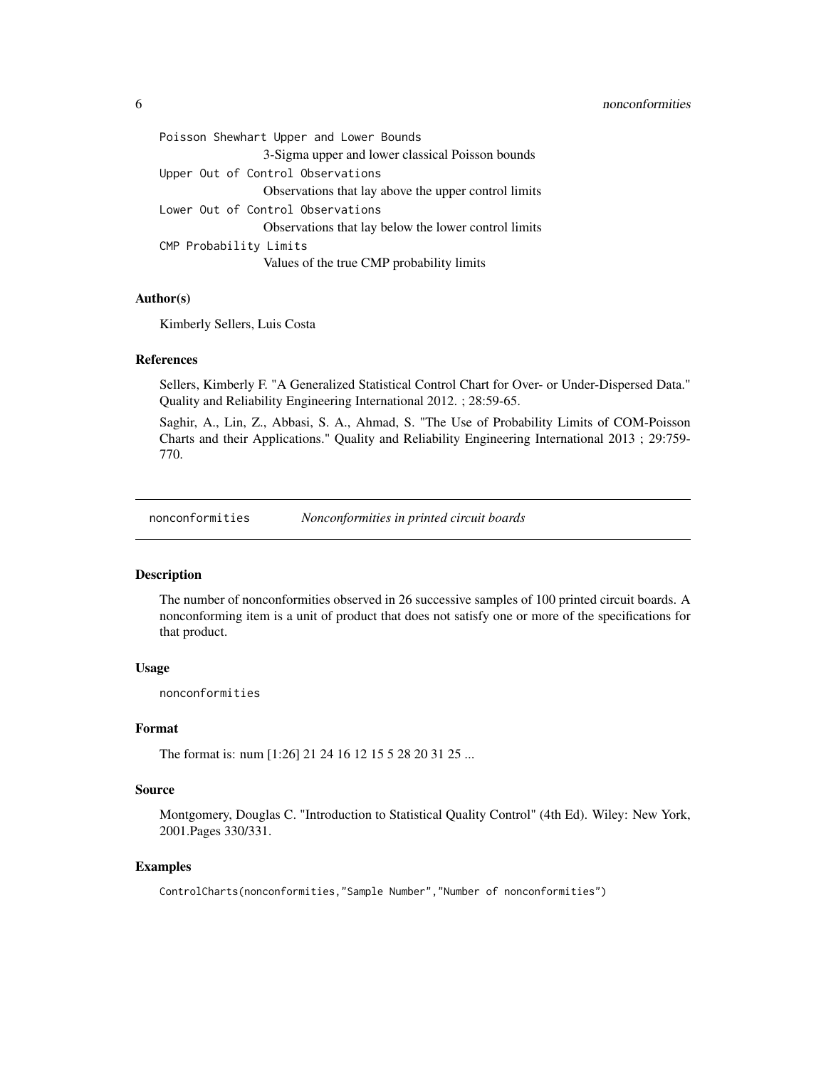Poisson Shewhart Upper and Lower Bounds
: 3-Sigma upper and lower classical Poisson bounds

Upper Out of Control Observations
: Observations that lay above the upper control limits

Lower Out of Control Observations
: Observations that lay below the lower control limits

CMP Probability Limits
: Values of the true CMP probability limits

### Author(s)

Kimberly Sellers, Luis Costa

### References

Sellers, Kimberly F. "A Generalized Statistical Control Chart for Over- or Under-Dispersed Data." Quality and Reliability Engineering International 2012. ; 28:59-65.

Saghir, A., Lin, Z., Abbasi, S. A., Ahmad, S. "The Use of Probability Limits of COM-Poisson Charts and their Applications." Quality and Reliability Engineering International 2013 ; 29:759-770.

---

## nonconformities — *Nonconformities in printed circuit boards*

### Description

The number of nonconformities observed in 26 successive samples of 100 printed circuit boards. A nonconforming item is a unit of product that does not satisfy one or more of the specifications for that product.

### Usage

```
nonconformities
```

### Format

The format is: num [1:26] 21 24 16 12 15 5 28 20 31 25 ...

### Source

Montgomery, Douglas C. "Introduction to Statistical Quality Control" (4th Ed). Wiley: New York, 2001.Pages 330/331.

### Examples

```
ControlCharts(nonconformities,"Sample Number","Number of nonconformities")
```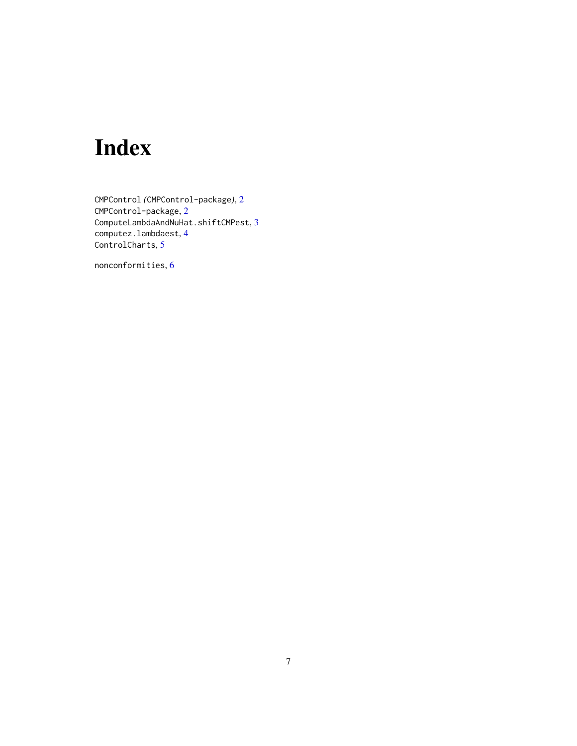# Index

CMPControl (CMPControl-package), 2
CMPControl-package, 2
ComputeLambdaAndNuHat.shiftCMPest, 3
computez.lambdaest, 4
ControlCharts, 5

nonconformities, 6